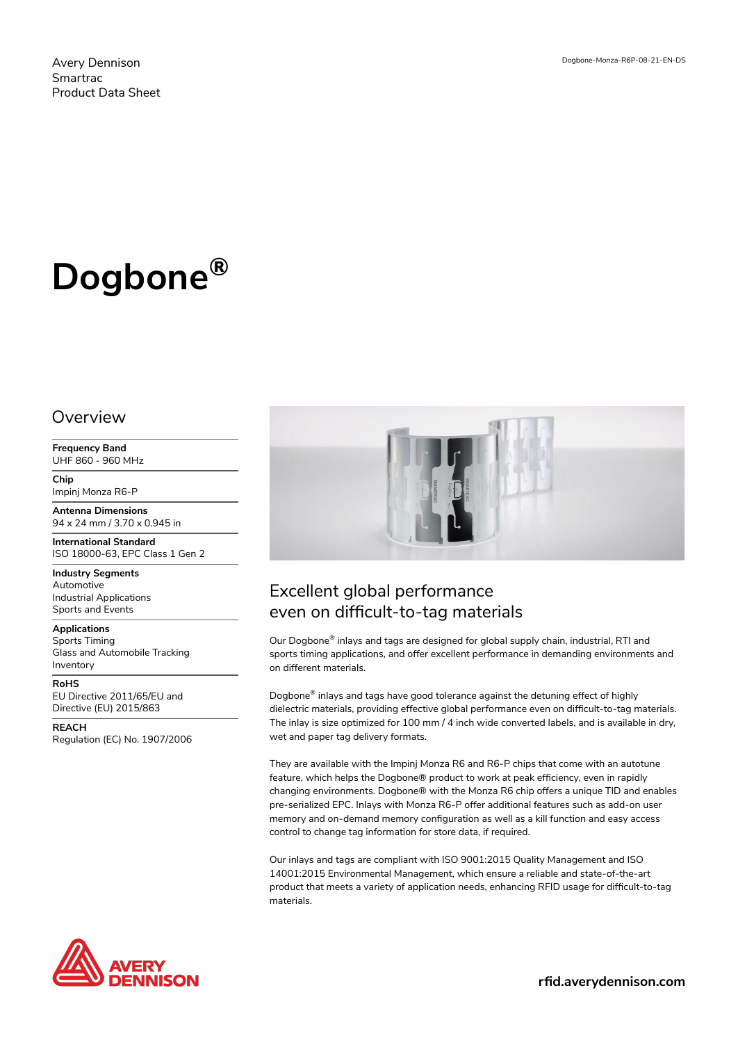Avery Dennison
Smartrac
Product Data Sheet

Dogbone-Monza-R6P-08-21-EN-DS

# Dogbone®

## Overview

**Frequency Band**
UHF 860 - 960 MHz

**Chip**
Impinj Monza R6-P

**Antenna Dimensions**
94 x 24 mm / 3.70 x 0.945 in

**International Standard**
ISO 18000-63, EPC Class 1 Gen 2

**Industry Segments**
Automotive
Industrial Applications
Sports and Events

**Applications**
Sports Timing
Glass and Automobile Tracking
Inventory

**RoHS**
EU Directive 2011/65/EU and
Directive (EU) 2015/863

**REACH**
Regulation (EC) No. 1907/2006

## Excellent global performance even on difficult-to-tag materials

Our Dogbone® inlays and tags are designed for global supply chain, industrial, RTI and sports timing applications, and offer excellent performance in demanding environments and on different materials.

Dogbone® inlays and tags have good tolerance against the detuning effect of highly dielectric materials, providing effective global performance even on difficult-to-tag materials. The inlay is size optimized for 100 mm / 4 inch wide converted labels, and is available in dry, wet and paper tag delivery formats.

They are available with the Impinj Monza R6 and R6-P chips that come with an autotune feature, which helps the Dogbone® product to work at peak efficiency, even in rapidly changing environments. Dogbone® with the Monza R6 chip offers a unique TID and enables pre-serialized EPC. Inlays with Monza R6-P offer additional features such as add-on user memory and on-demand memory configuration as well as a kill function and easy access control to change tag information for store data, if required.

Our inlays and tags are compliant with ISO 9001:2015 Quality Management and ISO 14001:2015 Environmental Management, which ensure a reliable and state-of-the-art product that meets a variety of application needs, enhancing RFID usage for difficult-to-tag materials.

AVERY DENNISON

rfid.averydennison.com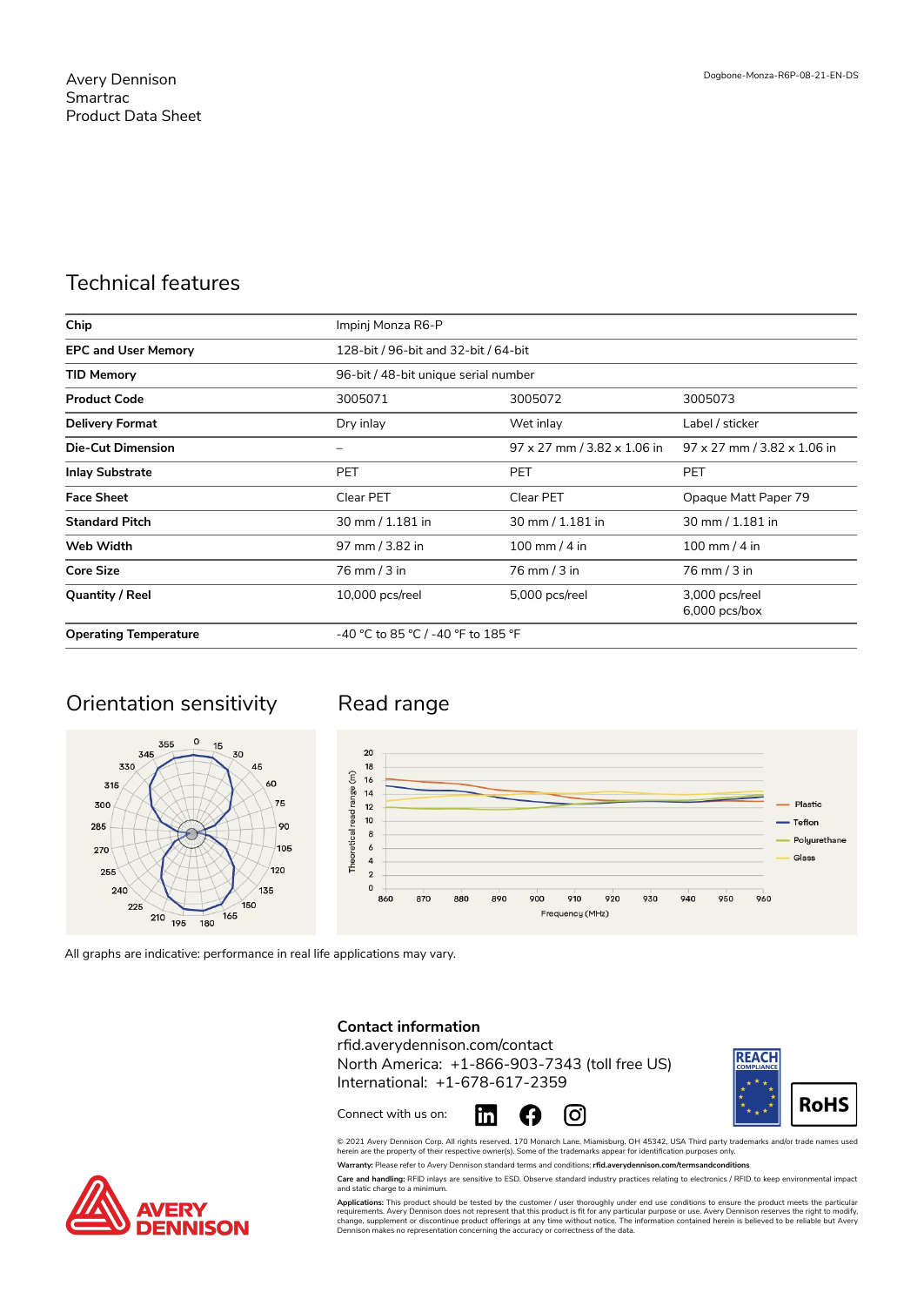Avery Dennison
Smartrac
Product Data Sheet

Dogbone-Monza-R6P-08-21-EN-DS

## Technical features

| | | | |
|---|---|---|---|
| **Chip** | Impinj Monza R6-P | | |
| **EPC and User Memory** | 128-bit / 96-bit and 32-bit / 64-bit | | |
| **TID Memory** | 96-bit / 48-bit unique serial number | | |
| **Product Code** | 3005071 | 3005072 | 3005073 |
| **Delivery Format** | Dry inlay | Wet inlay | Label / sticker |
| **Die-Cut Dimension** | – | 97 x 27 mm / 3.82 x 1.06 in | 97 x 27 mm / 3.82 x 1.06 in |
| **Inlay Substrate** | PET | PET | PET |
| **Face Sheet** | Clear PET | Clear PET | Opaque Matt Paper 79 |
| **Standard Pitch** | 30 mm / 1.181 in | 30 mm / 1.181 in | 30 mm / 1.181 in |
| **Web Width** | 97 mm / 3.82 in | 100 mm / 4 in | 100 mm / 4 in |
| **Core Size** | 76 mm / 3 in | 76 mm / 3 in | 76 mm / 3 in |
| **Quantity / Reel** | 10,000 pcs/reel | 5,000 pcs/reel | 3,000 pcs/reel<br>6,000 pcs/box |
| **Operating Temperature** | -40 °C to 85 °C / -40 °F to 185 °F | | |

## Orientation sensitivity

0 15 30 45 60 75 90 105 120 135 150 165 180 195 210 225 240 255 270 285 300 316 330 345 355

## Read range

Theoretical read range (m)
20 18 16 14 12 10 8 6 4 2 0
860 870 880 890 900 910 920 930 940 950 960
Frequency (MHz)
Plastic
Teflon
Polyurethane
Glass

All graphs are indicative: performance in real life applications may vary.

### Contact information

rfid.averydennison.com/contact
North America: +1-866-903-7343 (toll free US)
International: +1-678-617-2359

Connect with us on:

REACH COMPLIANCE

RoHS

© 2021 Avery Dennison Corp. All rights reserved. 170 Monarch Lane, Miamisburg, OH 45342, USA Third party trademarks and/or trade names used herein are the property of their respective owner(s). Some of the trademarks appear for identification purposes only.

**Warranty:** Please refer to Avery Dennison standard terms and conditions: **rfid.averydennison.com/termsandconditions**

**Care and handling:** RFID inlays are sensitive to ESD. Observe standard industry practices relating to electronics / RFID to keep environmental impact and static charge to a minimum.

**Applications:** This product should be tested by the customer / user thoroughly under end use conditions to ensure the product meets the particular requirements. Avery Dennison does not represent that this product is fit for any particular purpose or use. Avery Dennison reserves the right to modify, change, supplement or discontinue product offerings at any time without notice. The information contained herein is believed to be reliable but Avery Dennison makes no representation concerning the accuracy or correctness of the data.

AVERY DENNISON